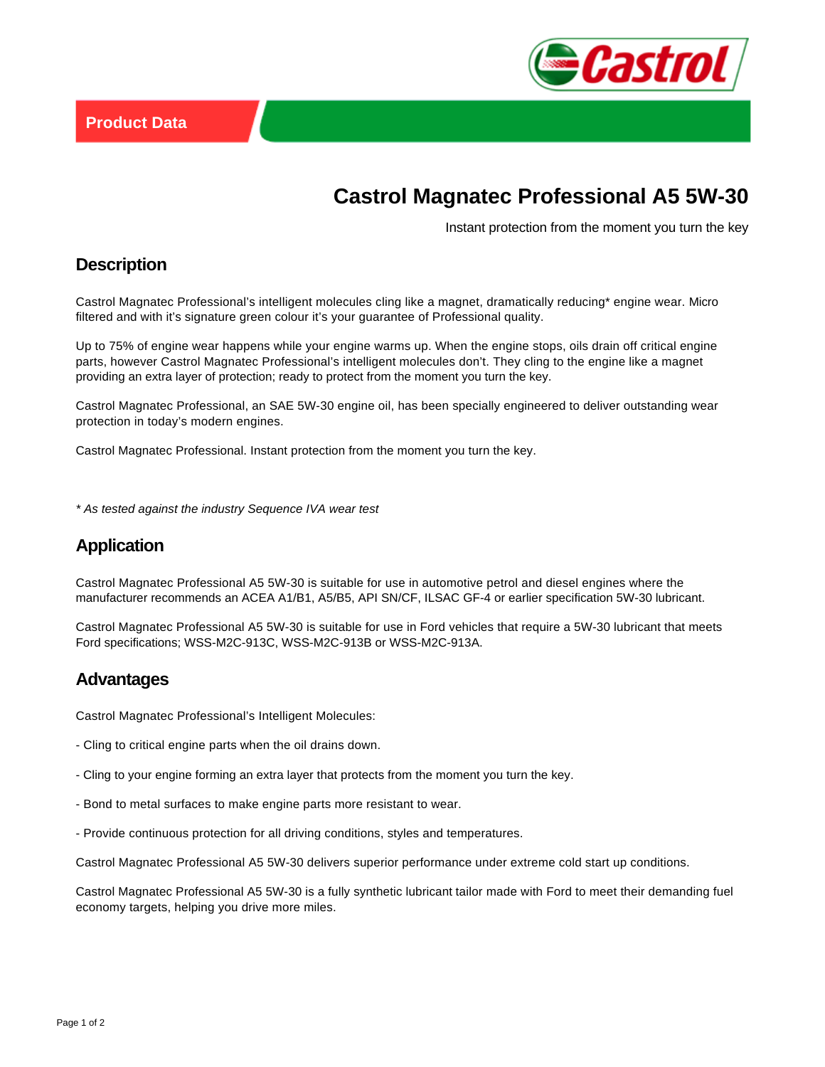Product Data

# Castrol Magnatec Professional A5 5W-30

Instant protection from the moment you turn the key

## Description

Castrol Magnatec Professional's intelligent molecules cling like a magnet, dramatically reducing* engine wear. Micro filtered and with it's signature green colour it's your guarantee of Professional quality.

Up to 75% of engine wear happens while your engine warms up. When the engine stops, oils drain off critical engine parts, however Castrol Magnatec Professional's intelligent molecules don't. They cling to the engine like a magnet providing an extra layer of protection; ready to protect from the moment you turn the key.

Castrol Magnatec Professional, an SAE 5W-30 engine oil, has been specially engineered to deliver outstanding wear protection in today's modern engines.

Castrol Magnatec Professional. Instant protection from the moment you turn the key.

*\* As tested against the industry Sequence IVA wear test*

## Application

Castrol Magnatec Professional A5 5W-30 is suitable for use in automotive petrol and diesel engines where the manufacturer recommends an ACEA A1/B1, A5/B5, API SN/CF, ILSAC GF-4 or earlier specification 5W-30 lubricant.

Castrol Magnatec Professional A5 5W-30 is suitable for use in Ford vehicles that require a 5W-30 lubricant that meets Ford specifications; WSS-M2C-913C, WSS-M2C-913B or WSS-M2C-913A.

## Advantages

Castrol Magnatec Professional's Intelligent Molecules:

- Cling to critical engine parts when the oil drains down.

- Cling to your engine forming an extra layer that protects from the moment you turn the key.

- Bond to metal surfaces to make engine parts more resistant to wear.

- Provide continuous protection for all driving conditions, styles and temperatures.

Castrol Magnatec Professional A5 5W-30 delivers superior performance under extreme cold start up conditions.

Castrol Magnatec Professional A5 5W-30 is a fully synthetic lubricant tailor made with Ford to meet their demanding fuel economy targets, helping you drive more miles.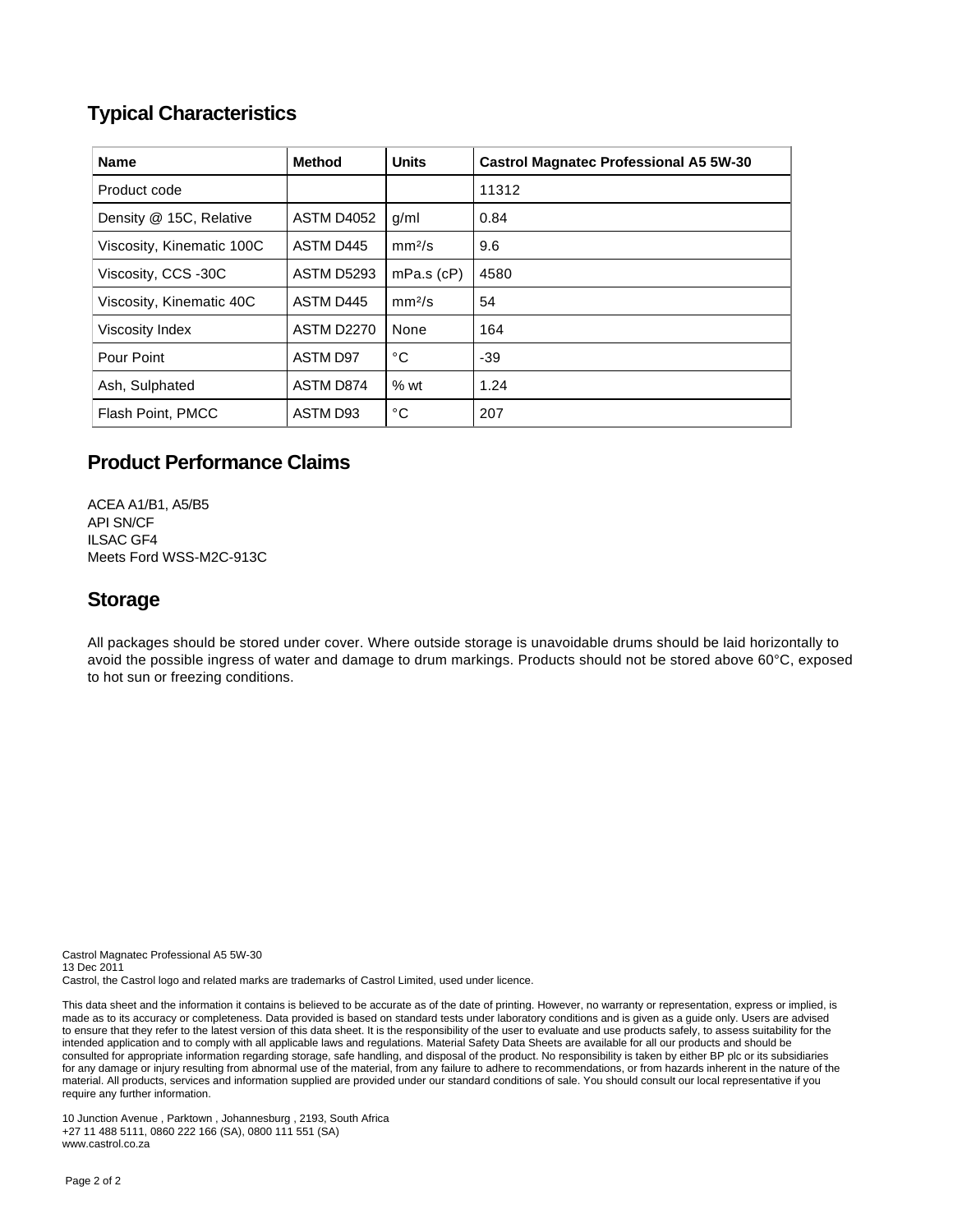## Typical Characteristics

| Name | Method | Units | Castrol Magnatec Professional A5 5W-30 |
|---|---|---|---|
| Product code | | | 11312 |
| Density @ 15C, Relative | ASTM D4052 | g/ml | 0.84 |
| Viscosity, Kinematic 100C | ASTM D445 | $mm^2/s$ | 9.6 |
| Viscosity, CCS -30C | ASTM D5293 | mPa.s (cP) | 4580 |
| Viscosity, Kinematic 40C | ASTM D445 | $mm^2/s$ | 54 |
| Viscosity Index | ASTM D2270 | None | 164 |
| Pour Point | ASTM D97 | °C | -39 |
| Ash, Sulphated | ASTM D874 | % wt | 1.24 |
| Flash Point, PMCC | ASTM D93 | °C | 207 |

## Product Performance Claims

ACEA A1/B1, A5/B5
API SN/CF
ILSAC GF4
Meets Ford WSS-M2C-913C

## Storage

All packages should be stored under cover. Where outside storage is unavoidable drums should be laid horizontally to avoid the possible ingress of water and damage to drum markings. Products should not be stored above 60°C, exposed to hot sun or freezing conditions.

Castrol Magnatec Professional A5 5W-30
13 Dec 2011
Castrol, the Castrol logo and related marks are trademarks of Castrol Limited, used under licence.

This data sheet and the information it contains is believed to be accurate as of the date of printing. However, no warranty or representation, express or implied, is made as to its accuracy or completeness. Data provided is based on standard tests under laboratory conditions and is given as a guide only. Users are advised to ensure that they refer to the latest version of this data sheet. It is the responsibility of the user to evaluate and use products safely, to assess suitability for the intended application and to comply with all applicable laws and regulations. Material Safety Data Sheets are available for all our products and should be consulted for appropriate information regarding storage, safe handling, and disposal of the product. No responsibility is taken by either BP plc or its subsidiaries for any damage or injury resulting from abnormal use of the material, from any failure to adhere to recommendations, or from hazards inherent in the nature of the material. All products, services and information supplied are provided under our standard conditions of sale. You should consult our local representative if you require any further information.

10 Junction Avenue , Parktown , Johannesburg , 2193, South Africa
+27 11 488 5111, 0860 222 166 (SA), 0800 111 551 (SA)
www.castrol.co.za